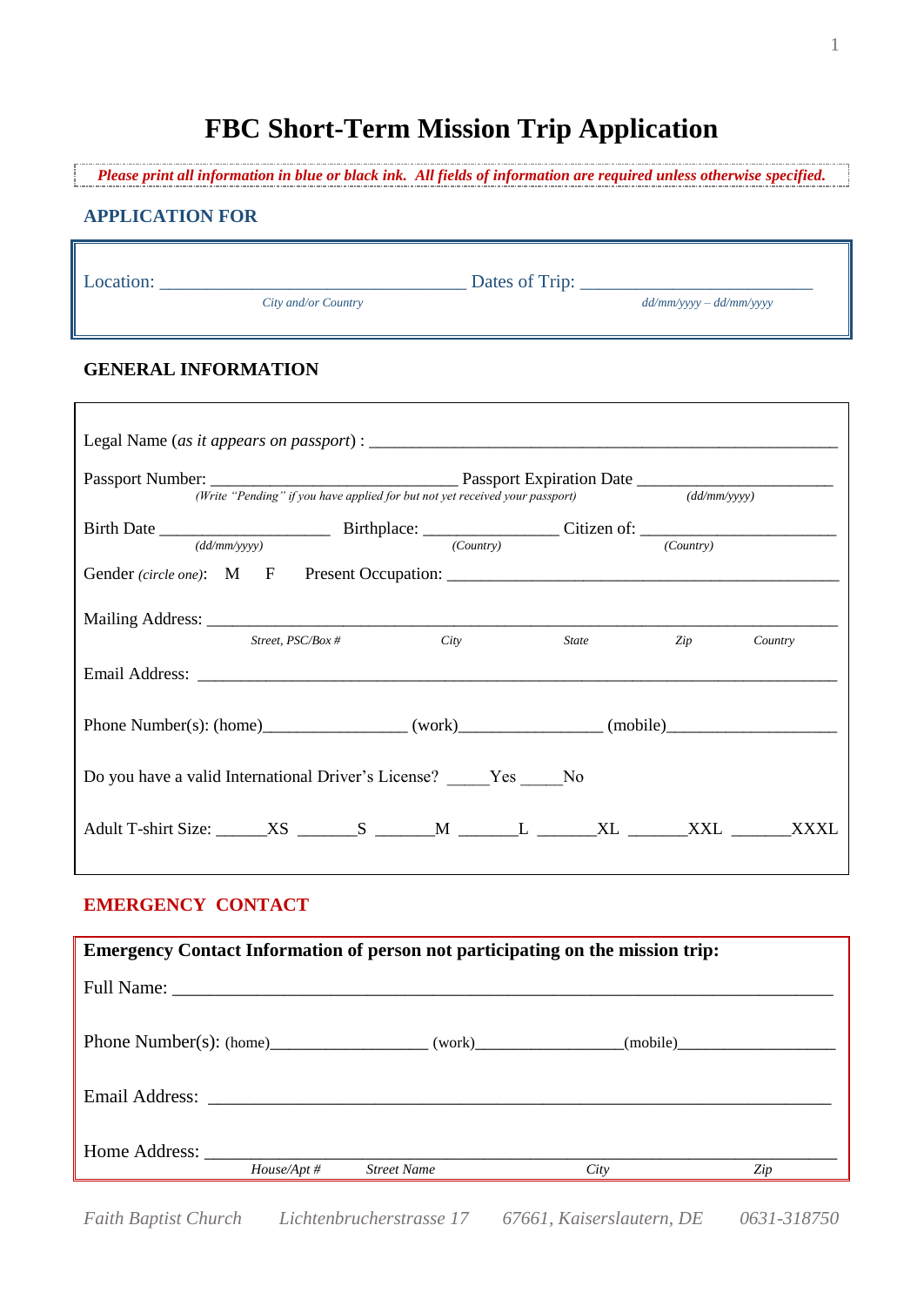# FBC Short-Term Mission Trip Application

***Please print all information in blue or black ink. All fields of information are required unless otherwise specified.***

## APPLICATION FOR

Location: ________________________________ Dates of Trip: ________________________
*City and/or Country* *dd/mm/yyyy – dd/mm/yyyy*

## GENERAL INFORMATION

Legal Name (*as it appears on passport*) : ________________________________________________

Passport Number: __________________________ Passport Expiration Date ____________________
*(Write "Pending" if you have applied for but not yet received your passport)* *(dd/mm/yyyy)*

Birth Date __________________ Birthplace: ______________ Citizen of: ____________________
*(dd/mm/yyyy)* *(Country)* *(Country)*

Gender (*circle one*): M F Present Occupation: ________________________________________

Mailing Address: ____________________________________________________________________
*Street, PSC/Box #* *City* *State* *Zip* *Country*

Email Address: ______________________________________________________________________

Phone Number(s): (home)_______________ (work)_______________ (mobile)__________________

Do you have a valid International Driver's License? _____Yes _____No

Adult T-shirt Size: ______XS _______S _______M _______L _______XL _______XXL _______XXXL

## EMERGENCY CONTACT

**Emergency Contact Information of person not participating on the mission trip:**

Full Name: _________________________________________________________________________

Phone Number(s): (home)________________ (work)_______________(mobile)________________

Email Address: ______________________________________________________________________

Home Address: ______________________________________________________________________
*House/Apt #* *Street Name* *City* *Zip*

*Faith Baptist Church Lichtenbrucherstrasse 17 67661, Kaiserslautern, DE 0631-318750*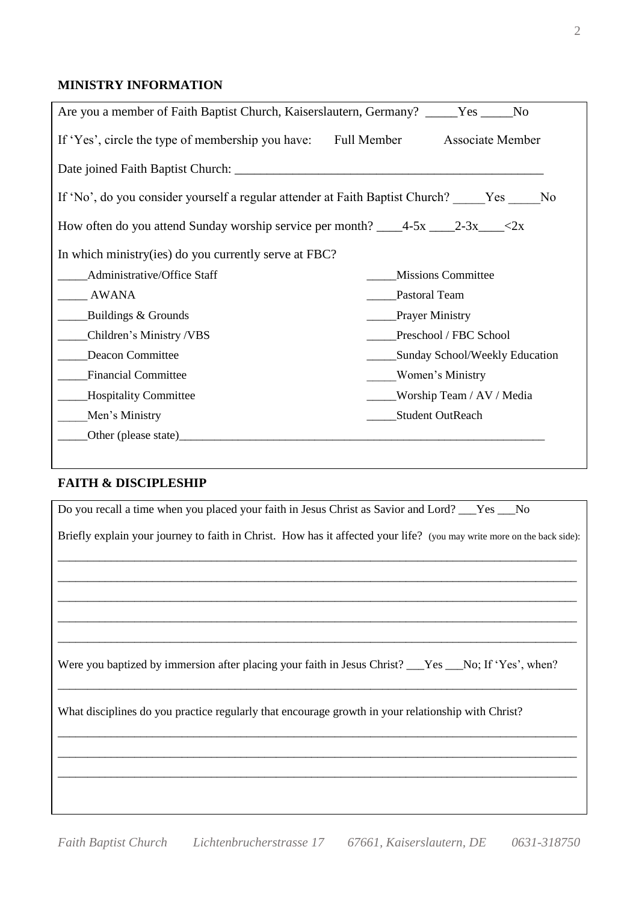## MINISTRY INFORMATION

Are you a member of Faith Baptist Church, Kaiserslautern, Germany? _____Yes _____No

If 'Yes', circle the type of membership you have: Full Member Associate Member

Date joined Faith Baptist Church: _______________________________________________

If 'No', do you consider yourself a regular attender at Faith Baptist Church? _____Yes _____No

How often do you attend Sunday worship service per month? ____4-5x ____2-3x____<2x

In which ministry(ies) do you currently serve at FBC?

_____Administrative/Office Staff

_____ AWANA

_____Buildings & Grounds

_____Children's Ministry /VBS

_____Deacon Committee

_____Financial Committee

_____Hospitality Committee

_____Men's Ministry

_____Missions Committee

_____Pastoral Team

_____Prayer Ministry

_____Preschool / FBC School

_____Sunday School/Weekly Education

_____Women's Ministry

_____Worship Team / AV / Media

_____Student OutReach

_____Other (please state)_______________________________________________________________

## FAITH & DISCIPLESHIP

Do you recall a time when you placed your faith in Jesus Christ as Savior and Lord? ___Yes ___No

Briefly explain your journey to faith in Christ. How has it affected your life? (you may write more on the back side):

_________________________________________________________________________________________

_________________________________________________________________________________________

_________________________________________________________________________________________

_________________________________________________________________________________________

_________________________________________________________________________________________

Were you baptized by immersion after placing your faith in Jesus Christ? ___Yes ___No; If 'Yes', when?

_________________________________________________________________________________________

What disciplines do you practice regularly that encourage growth in your relationship with Christ?

_________________________________________________________________________________________

_________________________________________________________________________________________

_________________________________________________________________________________________

*Faith Baptist Church Lichtenbrucherstrasse 17 67661, Kaiserslautern, DE 0631-318750*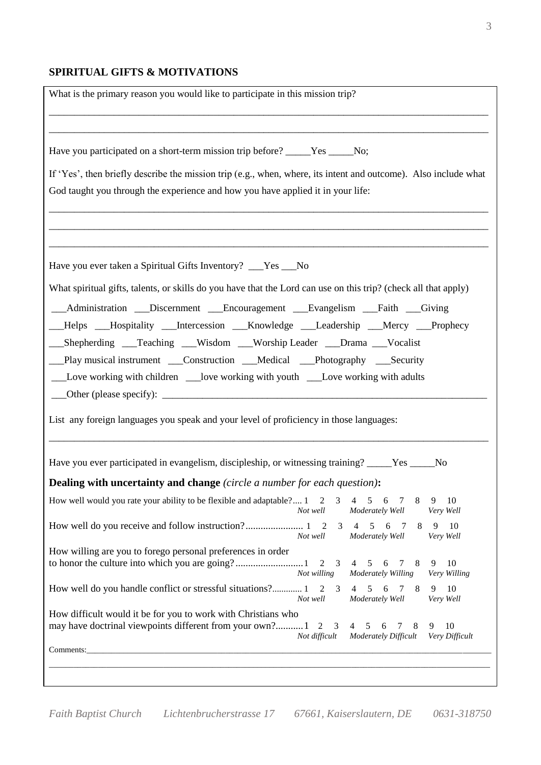## SPIRITUAL GIFTS & MOTIVATIONS

What is the primary reason you would like to participate in this mission trip?

\_\_\_\_\_\_\_\_\_\_\_\_\_\_\_\_\_\_\_\_\_\_\_\_\_\_\_\_\_\_\_\_\_\_\_\_\_\_\_\_\_\_\_\_\_\_\_\_\_\_\_\_\_\_\_\_\_\_\_\_\_\_\_\_\_\_\_\_\_\_\_\_\_\_\_\_\_\_

\_\_\_\_\_\_\_\_\_\_\_\_\_\_\_\_\_\_\_\_\_\_\_\_\_\_\_\_\_\_\_\_\_\_\_\_\_\_\_\_\_\_\_\_\_\_\_\_\_\_\_\_\_\_\_\_\_\_\_\_\_\_\_\_\_\_\_\_\_\_\_\_\_\_\_\_\_\_

Have you participated on a short-term mission trip before? \_\_\_\_\_Yes \_\_\_\_\_No;

If 'Yes', then briefly describe the mission trip (e.g., when, where, its intent and outcome). Also include what God taught you through the experience and how you have applied it in your life:

\_\_\_\_\_\_\_\_\_\_\_\_\_\_\_\_\_\_\_\_\_\_\_\_\_\_\_\_\_\_\_\_\_\_\_\_\_\_\_\_\_\_\_\_\_\_\_\_\_\_\_\_\_\_\_\_\_\_\_\_\_\_\_\_\_\_\_\_\_\_\_\_\_\_\_\_\_\_

\_\_\_\_\_\_\_\_\_\_\_\_\_\_\_\_\_\_\_\_\_\_\_\_\_\_\_\_\_\_\_\_\_\_\_\_\_\_\_\_\_\_\_\_\_\_\_\_\_\_\_\_\_\_\_\_\_\_\_\_\_\_\_\_\_\_\_\_\_\_\_\_\_\_\_\_\_\_

\_\_\_\_\_\_\_\_\_\_\_\_\_\_\_\_\_\_\_\_\_\_\_\_\_\_\_\_\_\_\_\_\_\_\_\_\_\_\_\_\_\_\_\_\_\_\_\_\_\_\_\_\_\_\_\_\_\_\_\_\_\_\_\_\_\_\_\_\_\_\_\_\_\_\_\_\_\_

Have you ever taken a Spiritual Gifts Inventory? \_\_\_Yes \_\_\_No

What spiritual gifts, talents, or skills do you have that the Lord can use on this trip? (check all that apply)

\_\_\_Administration \_\_\_Discernment \_\_\_Encouragement \_\_\_Evangelism \_\_\_Faith \_\_\_Giving

\_\_\_Helps \_\_\_Hospitality \_\_\_Intercession \_\_\_Knowledge \_\_\_Leadership \_\_\_Mercy \_\_\_Prophecy

\_\_\_Shepherding \_\_\_Teaching \_\_\_Wisdom \_\_\_Worship Leader \_\_\_Drama \_\_\_Vocalist

\_\_\_Play musical instrument \_\_\_Construction \_\_\_Medical \_\_\_Photography \_\_\_Security

\_\_\_Love working with children \_\_\_love working with youth \_\_\_Love working with adults

\_\_\_Other (please specify): \_\_\_\_\_\_\_\_\_\_\_\_\_\_\_\_\_\_\_\_\_\_\_\_\_\_\_\_\_\_\_\_\_\_\_\_\_\_\_\_\_\_\_\_\_\_\_\_\_\_\_\_\_\_\_\_\_\_

List any foreign languages you speak and your level of proficiency in those languages:

\_\_\_\_\_\_\_\_\_\_\_\_\_\_\_\_\_\_\_\_\_\_\_\_\_\_\_\_\_\_\_\_\_\_\_\_\_\_\_\_\_\_\_\_\_\_\_\_\_\_\_\_\_\_\_\_\_\_\_\_\_\_\_\_\_\_\_\_\_\_\_\_\_\_\_\_\_\_

Have you ever participated in evangelism, discipleship, or witnessing training? \_\_\_\_\_Yes \_\_\_\_\_No

**Dealing with uncertainty and change** *(circle a number for each question)***:**

How well would you rate your ability to be flexible and adaptable?.... 1 2 3 4 5 6 7 8 9 10
*Not well* *Moderately Well* *Very Well*

How well do you receive and follow instruction?....................... 1 2 3 4 5 6 7 8 9 10
*Not well* *Moderately Well* *Very Well*

How willing are you to forego personal preferences in order to honor the culture into which you are going?...........................1 2 3 4 5 6 7 8 9 10
*Not willing* *Moderately Willing* *Very Willing*

How well do you handle conflict or stressful situations?............ 1 2 3 4 5 6 7 8 9 10
*Not well* *Moderately Well* *Very Well*

How difficult would it be for you to work with Christians who may have doctrinal viewpoints different from your own?...........1 2 3 4 5 6 7 8 9 10
*Not difficult* *Moderately Difficult* *Very Difficult*

Comments:\_\_\_\_\_\_\_\_\_\_\_\_\_\_\_\_\_\_\_\_\_\_\_\_\_\_\_\_\_\_\_\_\_\_\_\_\_\_\_\_\_\_\_\_\_\_\_\_\_\_\_\_\_\_\_\_\_\_\_\_\_\_\_\_\_\_\_\_\_\_\_\_

\_\_\_\_\_\_\_\_\_\_\_\_\_\_\_\_\_\_\_\_\_\_\_\_\_\_\_\_\_\_\_\_\_\_\_\_\_\_\_\_\_\_\_\_\_\_\_\_\_\_\_\_\_\_\_\_\_\_\_\_\_\_\_\_\_\_\_\_\_\_\_\_\_\_\_\_\_\_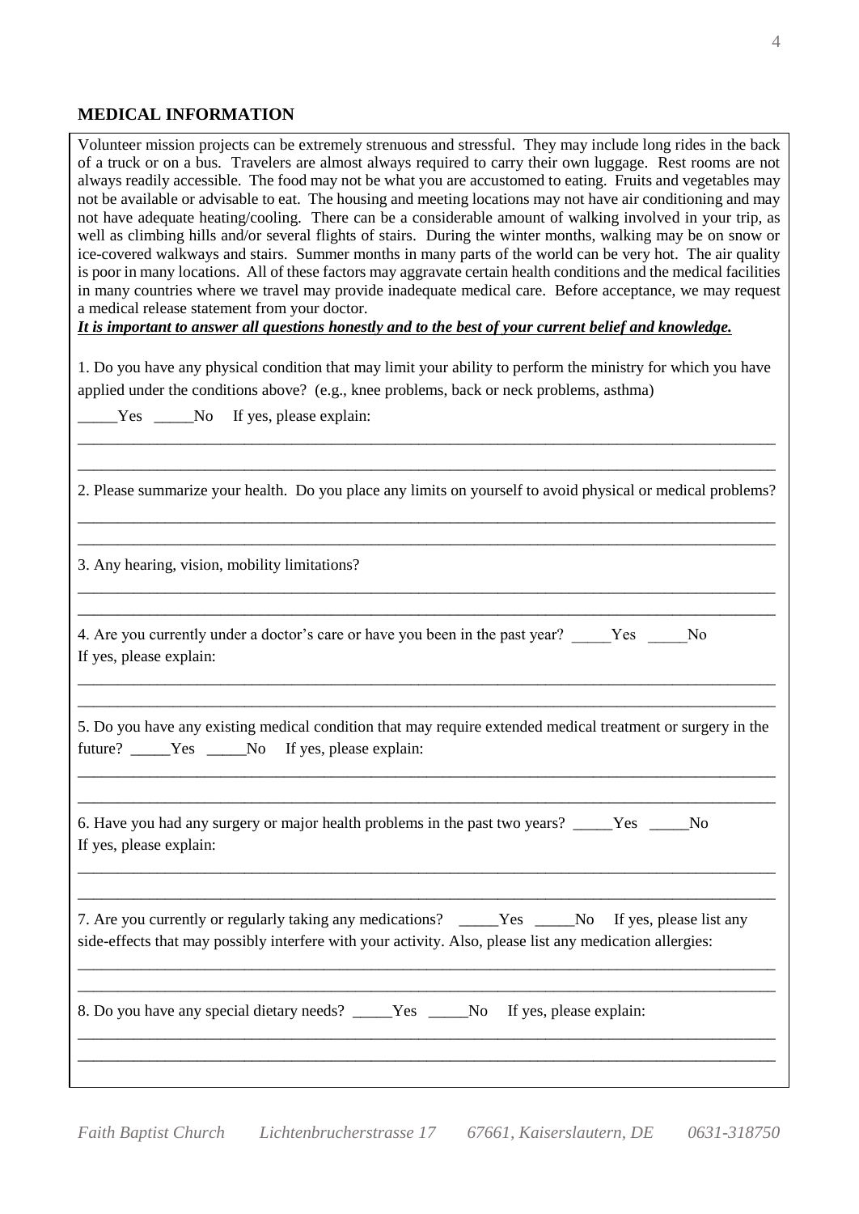## MEDICAL INFORMATION

Volunteer mission projects can be extremely strenuous and stressful. They may include long rides in the back of a truck or on a bus. Travelers are almost always required to carry their own luggage. Rest rooms are not always readily accessible. The food may not be what you are accustomed to eating. Fruits and vegetables may not be available or advisable to eat. The housing and meeting locations may not have air conditioning and may not have adequate heating/cooling. There can be a considerable amount of walking involved in your trip, as well as climbing hills and/or several flights of stairs. During the winter months, walking may be on snow or ice-covered walkways and stairs. Summer months in many parts of the world can be very hot. The air quality is poor in many locations. All of these factors may aggravate certain health conditions and the medical facilities in many countries where we travel may provide inadequate medical care. Before acceptance, we may request a medical release statement from your doctor.

***It is important to answer all questions honestly and to the best of your current belief and knowledge.***

1. Do you have any physical condition that may limit your ability to perform the ministry for which you have applied under the conditions above? (e.g., knee problems, back or neck problems, asthma)

_____Yes _____No If yes, please explain:

_____________________________________________________________________________________

_____________________________________________________________________________________

2. Please summarize your health. Do you place any limits on yourself to avoid physical or medical problems?

_____________________________________________________________________________________

_____________________________________________________________________________________

3. Any hearing, vision, mobility limitations?

_____________________________________________________________________________________

_____________________________________________________________________________________

4. Are you currently under a doctor's care or have you been in the past year? _____Yes _____No
If yes, please explain:

_____________________________________________________________________________________

_____________________________________________________________________________________

5. Do you have any existing medical condition that may require extended medical treatment or surgery in the future? _____Yes _____No If yes, please explain:

_____________________________________________________________________________________

_____________________________________________________________________________________

6. Have you had any surgery or major health problems in the past two years? _____Yes _____No
If yes, please explain:

_____________________________________________________________________________________

_____________________________________________________________________________________

7. Are you currently or regularly taking any medications? _____Yes _____No If yes, please list any side-effects that may possibly interfere with your activity. Also, please list any medication allergies:

_____________________________________________________________________________________

_____________________________________________________________________________________

8. Do you have any special dietary needs? _____Yes _____No If yes, please explain:

_____________________________________________________________________________________

_____________________________________________________________________________________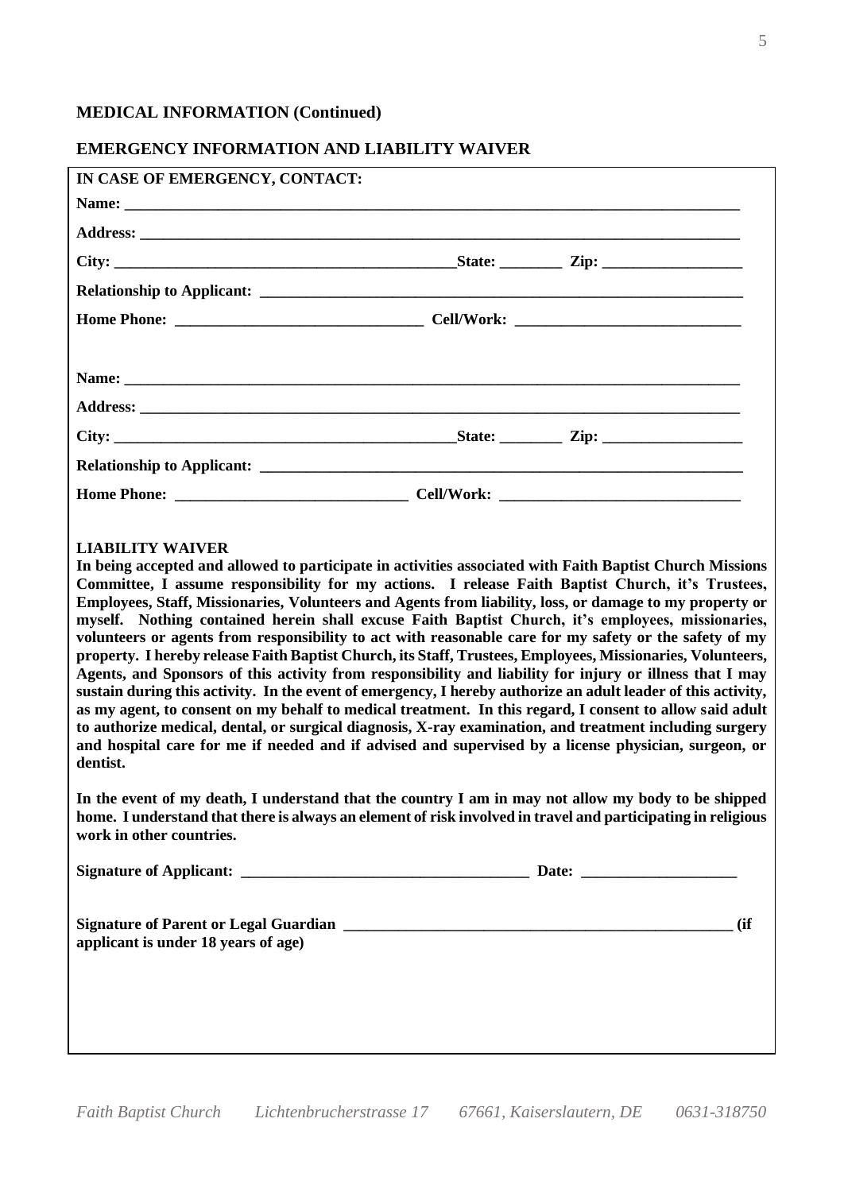**MEDICAL INFORMATION (Continued)**

**EMERGENCY INFORMATION AND LIABILITY WAIVER**

**IN CASE OF EMERGENCY, CONTACT:**

**Name:** ______________________________________________________________________________

**Address:** ____________________________________________________________________________

**City:** ___________________________________________**State:** ________ **Zip:** _________________

**Relationship to Applicant:** ______________________________________________________________

**Home Phone:** _______________________________ **Cell/Work:** ____________________________

**Name:** ______________________________________________________________________________

**Address:** ____________________________________________________________________________

**City:** ___________________________________________**State:** ________ **Zip:** _________________

**Relationship to Applicant:** ______________________________________________________________

**Home Phone:** ____________________________ **Cell/Work:** ______________________________

**LIABILITY WAIVER**

**In being accepted and allowed to participate in activities associated with Faith Baptist Church Missions Committee, I assume responsibility for my actions. I release Faith Baptist Church, it's Trustees, Employees, Staff, Missionaries, Volunteers and Agents from liability, loss, or damage to my property or myself. Nothing contained herein shall excuse Faith Baptist Church, it's employees, missionaries, volunteers or agents from responsibility to act with reasonable care for my safety or the safety of my property. I hereby release Faith Baptist Church, its Staff, Trustees, Employees, Missionaries, Volunteers, Agents, and Sponsors of this activity from responsibility and liability for injury or illness that I may sustain during this activity. In the event of emergency, I hereby authorize an adult leader of this activity, as my agent, to consent on my behalf to medical treatment. In this regard, I consent to allow said adult to authorize medical, dental, or surgical diagnosis, X-ray examination, and treatment including surgery and hospital care for me if needed and if advised and supervised by a license physician, surgeon, or dentist.**

**In the event of my death, I understand that the country I am in may not allow my body to be shipped home. I understand that there is always an element of risk involved in travel and participating in religious work in other countries.**

**Signature of Applicant:** ____________________________________ **Date:** ____________________

**Signature of Parent or Legal Guardian** __________________________________________________ **(if applicant is under 18 years of age)**

*Faith Baptist Church Lichtenbrucherstrasse 17 67661, Kaiserslautern, DE 0631-318750*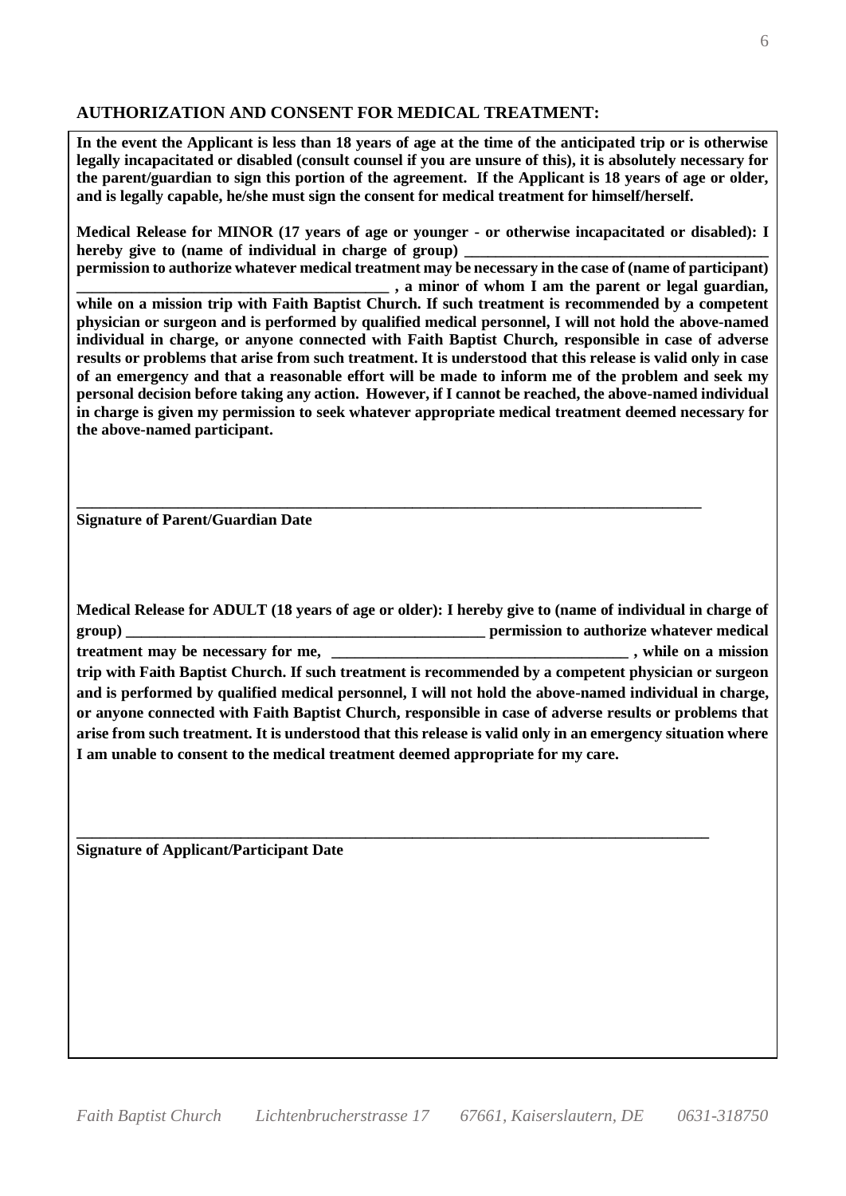## AUTHORIZATION AND CONSENT FOR MEDICAL TREATMENT:

**In the event the Applicant is less than 18 years of age at the time of the anticipated trip or is otherwise legally incapacitated or disabled (consult counsel if you are unsure of this), it is absolutely necessary for the parent/guardian to sign this portion of the agreement. If the Applicant is 18 years of age or older, and is legally capable, he/she must sign the consent for medical treatment for himself/herself.**

**Medical Release for MINOR (17 years of age or younger - or otherwise incapacitated or disabled): I hereby give to (name of individual in charge of group) ________________________________________ permission to authorize whatever medical treatment may be necessary in the case of (name of participant) ________________________________________ , a minor of whom I am the parent or legal guardian, while on a mission trip with Faith Baptist Church. If such treatment is recommended by a competent physician or surgeon and is performed by qualified medical personnel, I will not hold the above-named individual in charge, or anyone connected with Faith Baptist Church, responsible in case of adverse results or problems that arise from such treatment. It is understood that this release is valid only in case of an emergency and that a reasonable effort will be made to inform me of the problem and seek my personal decision before taking any action. However, if I cannot be reached, the above-named individual in charge is given my permission to seek whatever appropriate medical treatment deemed necessary for the above-named participant.**

________________________________________________________________________________

**Signature of Parent/Guardian Date**

**Medical Release for ADULT (18 years of age or older): I hereby give to (name of individual in charge of group) ________________________________________________ permission to authorize whatever medical treatment may be necessary for me, ______________________________________ , while on a mission trip with Faith Baptist Church. If such treatment is recommended by a competent physician or surgeon and is performed by qualified medical personnel, I will not hold the above-named individual in charge, or anyone connected with Faith Baptist Church, responsible in case of adverse results or problems that arise from such treatment. It is understood that this release is valid only in an emergency situation where I am unable to consent to the medical treatment deemed appropriate for my care.**

________________________________________________________________________________

**Signature of Applicant/Participant Date**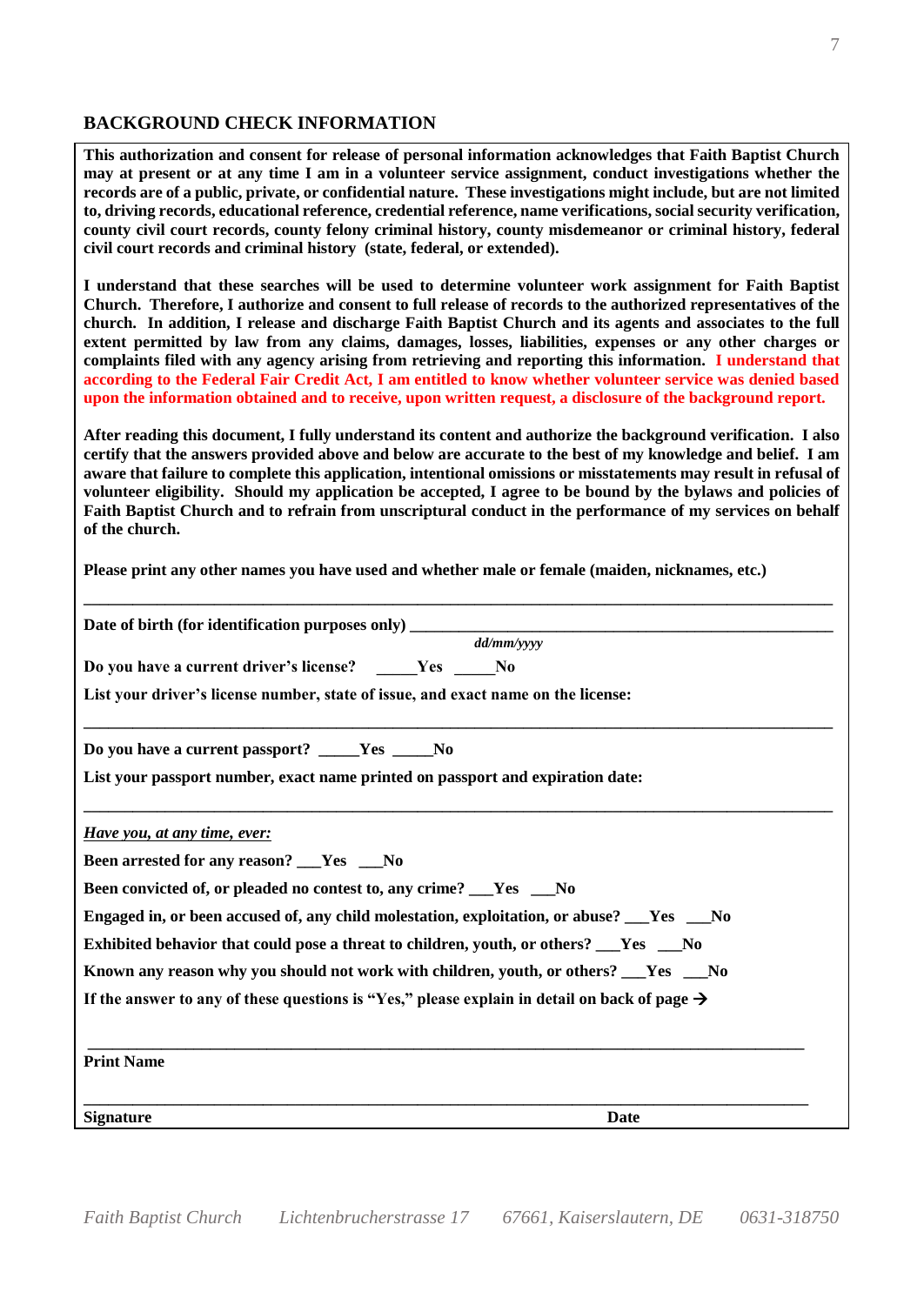## BACKGROUND CHECK INFORMATION

**This authorization and consent for release of personal information acknowledges that Faith Baptist Church may at present or at any time I am in a volunteer service assignment, conduct investigations whether the records are of a public, private, or confidential nature. These investigations might include, but are not limited to, driving records, educational reference, credential reference, name verifications, social security verification, county civil court records, county felony criminal history, county misdemeanor or criminal history, federal civil court records and criminal history (state, federal, or extended).**

**I understand that these searches will be used to determine volunteer work assignment for Faith Baptist Church. Therefore, I authorize and consent to full release of records to the authorized representatives of the church. In addition, I release and discharge Faith Baptist Church and its agents and associates to the full extent permitted by law from any claims, damages, losses, liabilities, expenses or any other charges or complaints filed with any agency arising from retrieving and reporting this information. I understand that according to the Federal Fair Credit Act, I am entitled to know whether volunteer service was denied based upon the information obtained and to receive, upon written request, a disclosure of the background report.**

**After reading this document, I fully understand its content and authorize the background verification. I also certify that the answers provided above and below are accurate to the best of my knowledge and belief. I am aware that failure to complete this application, intentional omissions or misstatements may result in refusal of volunteer eligibility. Should my application be accepted, I agree to be bound by the bylaws and policies of Faith Baptist Church and to refrain from unscriptural conduct in the performance of my services on behalf of the church.**

**Please print any other names you have used and whether male or female (maiden, nicknames, etc.)**

______________________________________________________________________________

**Date of birth (for identification purposes only)** ________________________________________
*dd/mm/yyyy*

**Do you have a current driver's license?** _____**Yes** _____**No**

**List your driver's license number, state of issue, and exact name on the license:**

______________________________________________________________________________

**Do you have a current passport?** _____**Yes** _____**No**

**List your passport number, exact name printed on passport and expiration date:**

______________________________________________________________________________

***Have you, at any time, ever:***

**Been arrested for any reason?** ___**Yes** ___**No**

**Been convicted of, or pleaded no contest to, any crime?** ___**Yes** ___**No**

**Engaged in, or been accused of, any child molestation, exploitation, or abuse?** ___**Yes** ___**No**

**Exhibited behavior that could pose a threat to children, youth, or others?** ___**Yes** ___**No**

**Known any reason why you should not work with children, youth, or others?** ___**Yes** ___**No**

**If the answer to any of these questions is "Yes," please explain in detail on back of page →**

______________________________________________________________________________

**Print Name**

______________________________________________________________________________

**Signature** **Date**

*Faith Baptist Church Lichtenbrucherstrasse 17 67661, Kaiserslautern, DE 0631-318750*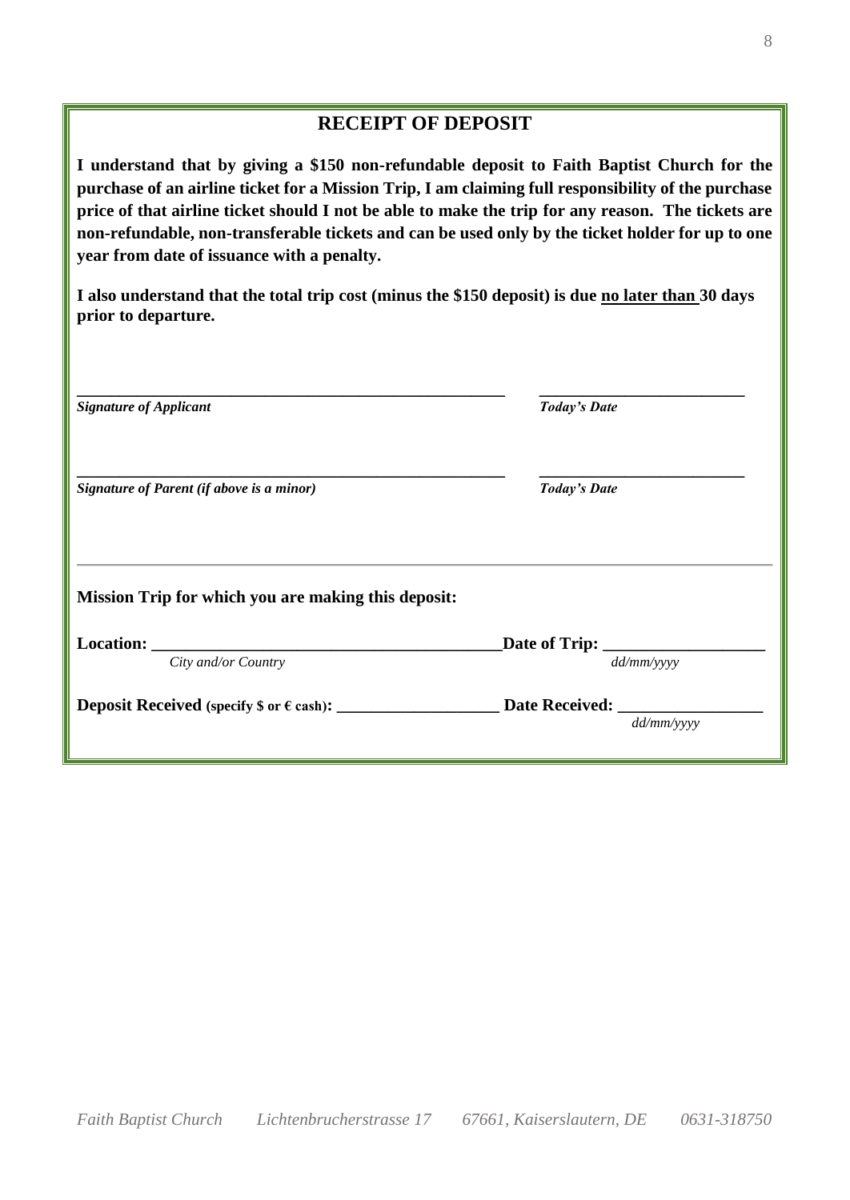## RECEIPT OF DEPOSIT

**I understand that by giving a $150 non-refundable deposit to Faith Baptist Church for the purchase of an airline ticket for a Mission Trip, I am claiming full responsibility of the purchase price of that airline ticket should I not be able to make the trip for any reason. The tickets are non-refundable, non-transferable tickets and can be used only by the ticket holder for up to one year from date of issuance with a penalty.**

**I also understand that the total trip cost (minus the $150 deposit) is due <u>no later than</u> 30 days prior to departure.**

_______________________________________________ _______________________

***Signature of Applicant*** ***Today's Date***

_______________________________________________ _______________________

***Signature of Parent (if above is a minor)*** ***Today's Date***

---

**Mission Trip for which you are making this deposit:**

**Location:** ____________________________________ **Date of Trip:** _________________

*City and/or Country* *dd/mm/yyyy*

**Deposit Received** **(specify $ or € cash):** _________________ **Date Received:** _______________

*dd/mm/yyyy*

*Faith Baptist Church Lichtenbrucherstrasse 17 67661, Kaiserslautern, DE 0631-318750*